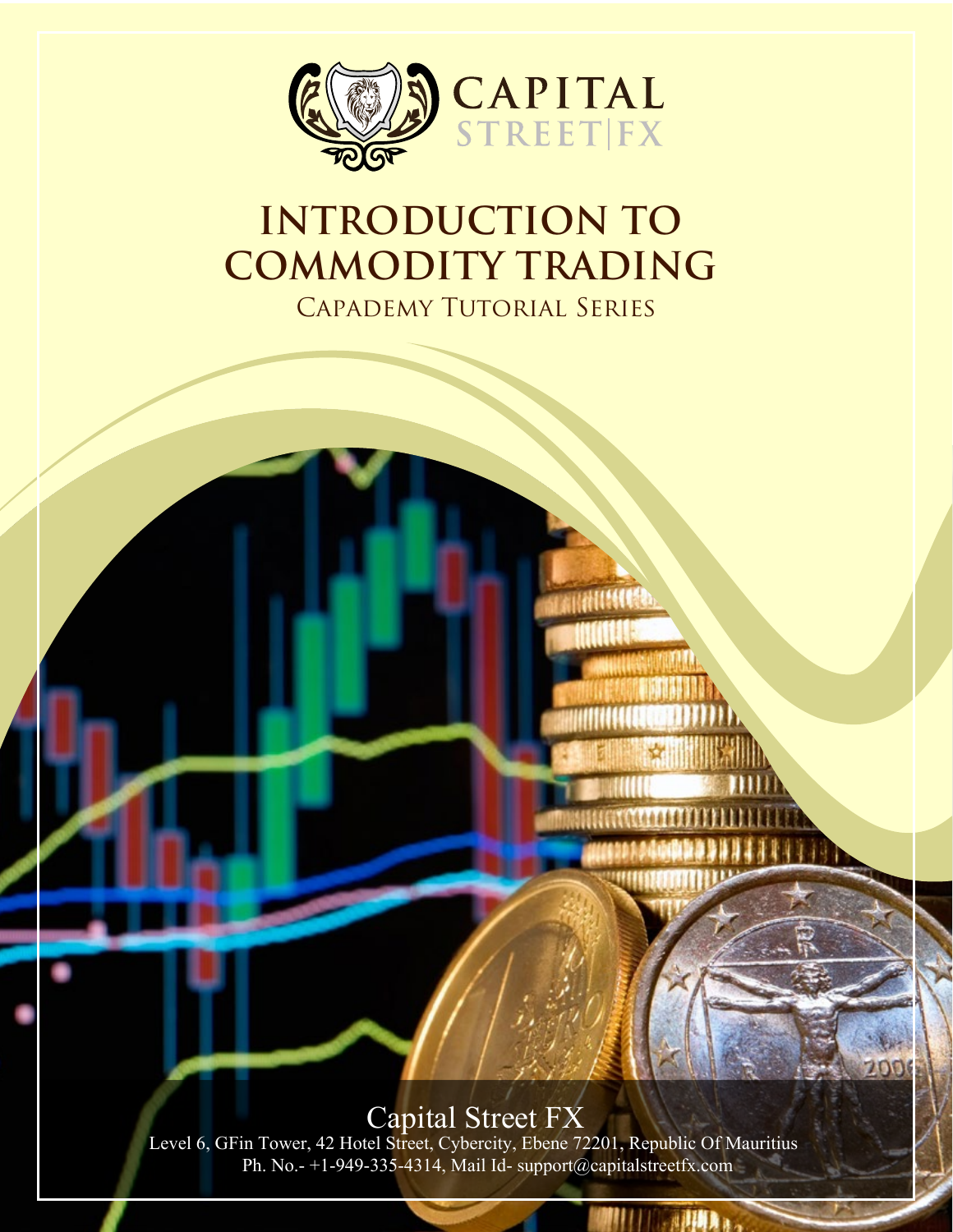CAPITAL STREET|FX

# INTRODUCTION TO COMMODITY TRADING

## Capademy Tutorial Series

Capital Street FX

Level 6, GFin Tower, 42 Hotel Street, Cybercity, Ebene 72201, Republic Of Mauritius

Ph. No.- +1-949-335-4314, Mail Id- support@capitalstreetfx.com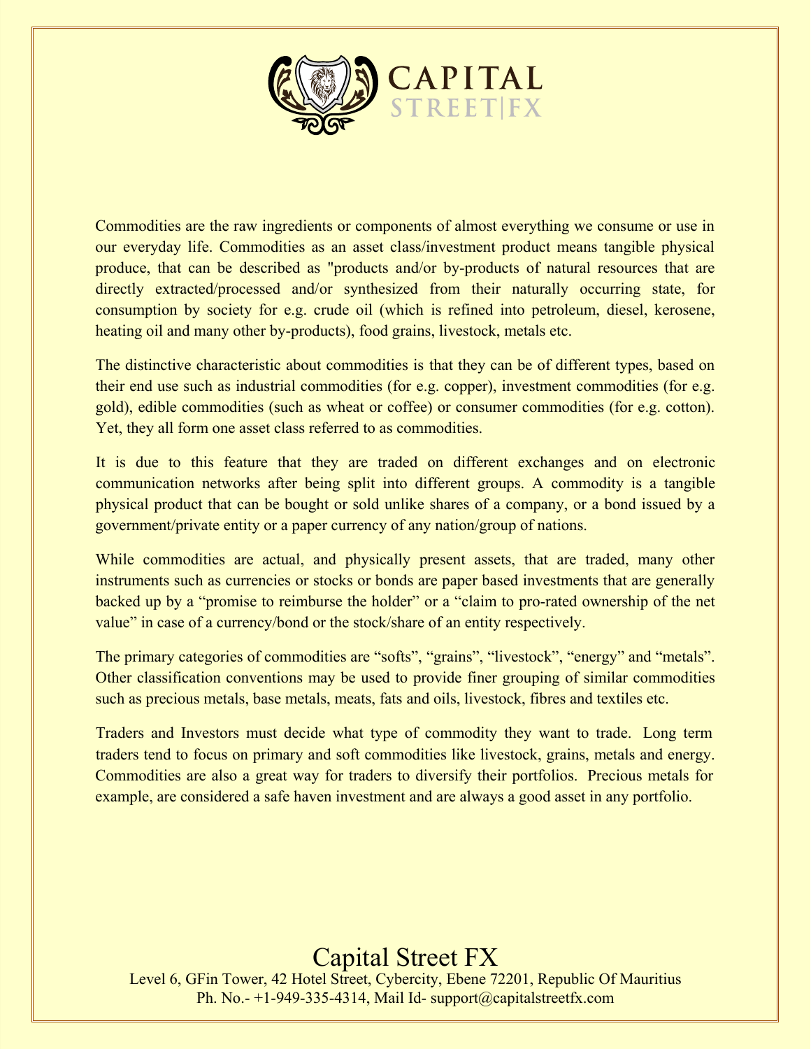Commodities are the raw ingredients or components of almost everything we consume or use in our everyday life. Commodities as an asset class/investment product means tangible physical produce, that can be described as "products and/or by-products of natural resources that are directly extracted/processed and/or synthesized from their naturally occurring state, for consumption by society for e.g. crude oil (which is refined into petroleum, diesel, kerosene, heating oil and many other by-products), food grains, livestock, metals etc.

The distinctive characteristic about commodities is that they can be of different types, based on their end use such as industrial commodities (for e.g. copper), investment commodities (for e.g. gold), edible commodities (such as wheat or coffee) or consumer commodities (for e.g. cotton). Yet, they all form one asset class referred to as commodities.

It is due to this feature that they are traded on different exchanges and on electronic communication networks after being split into different groups. A commodity is a tangible physical product that can be bought or sold unlike shares of a company, or a bond issued by a government/private entity or a paper currency of any nation/group of nations.

While commodities are actual, and physically present assets, that are traded, many other instruments such as currencies or stocks or bonds are paper based investments that are generally backed up by a “promise to reimburse the holder” or a “claim to pro-rated ownership of the net value” in case of a currency/bond or the stock/share of an entity respectively.

The primary categories of commodities are “softs”, “grains”, “livestock”, “energy” and “metals”. Other classification conventions may be used to provide finer grouping of similar commodities such as precious metals, base metals, meats, fats and oils, livestock, fibres and textiles etc.

Traders and Investors must decide what type of commodity they want to trade. Long term traders tend to focus on primary and soft commodities like livestock, grains, metals and energy. Commodities are also a great way for traders to diversify their portfolios. Precious metals for example, are considered a safe haven investment and are always a good asset in any portfolio.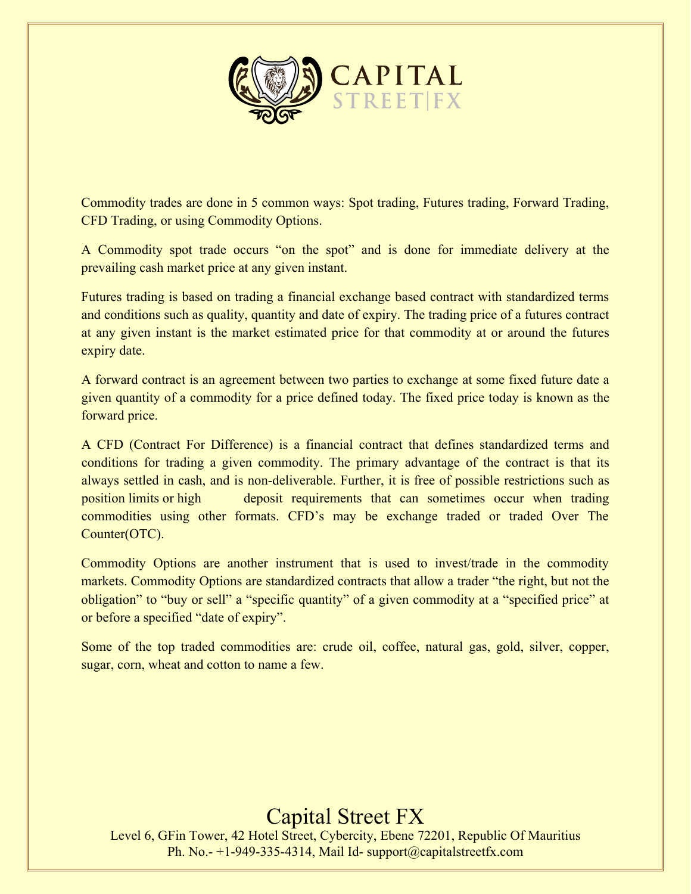Commodity trades are done in 5 common ways: Spot trading, Futures trading, Forward Trading, CFD Trading, or using Commodity Options.

A Commodity spot trade occurs "on the spot" and is done for immediate delivery at the prevailing cash market price at any given instant.

Futures trading is based on trading a financial exchange based contract with standardized terms and conditions such as quality, quantity and date of expiry. The trading price of a futures contract at any given instant is the market estimated price for that commodity at or around the futures expiry date.

A forward contract is an agreement between two parties to exchange at some fixed future date a given quantity of a commodity for a price defined today. The fixed price today is known as the forward price.

A CFD (Contract For Difference) is a financial contract that defines standardized terms and conditions for trading a given commodity. The primary advantage of the contract is that its always settled in cash, and is non-deliverable. Further, it is free of possible restrictions such as position limits or high deposit requirements that can sometimes occur when trading commodities using other formats. CFD's may be exchange traded or traded Over The Counter(OTC).

Commodity Options are another instrument that is used to invest/trade in the commodity markets. Commodity Options are standardized contracts that allow a trader "the right, but not the obligation" to "buy or sell" a "specific quantity" of a given commodity at a "specified price" at or before a specified "date of expiry".

Some of the top traded commodities are: crude oil, coffee, natural gas, gold, silver, copper, sugar, corn, wheat and cotton to name a few.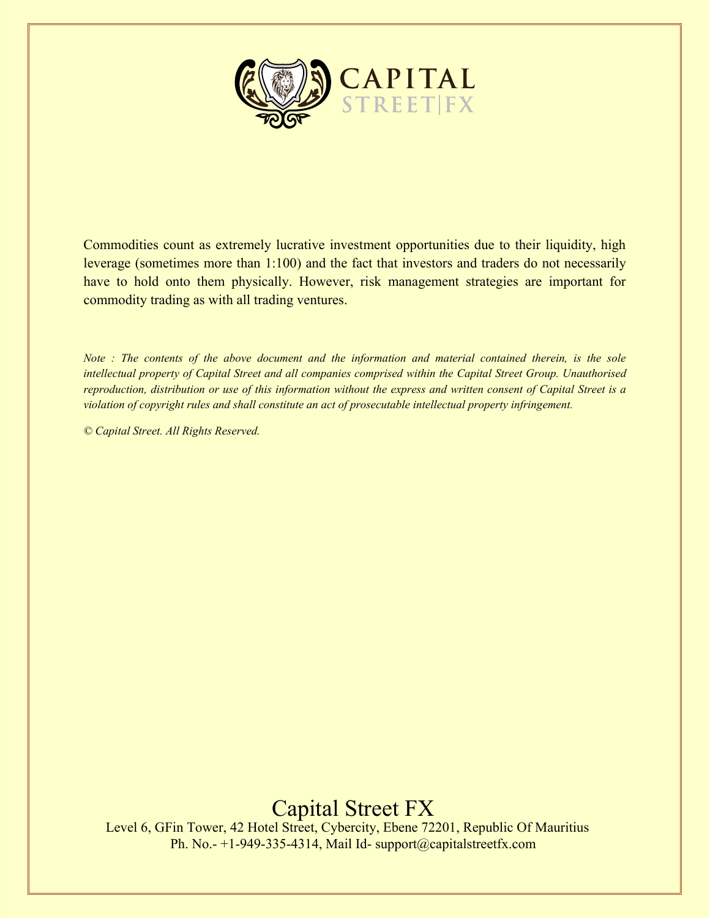Commodities count as extremely lucrative investment opportunities due to their liquidity, high leverage (sometimes more than 1:100) and the fact that investors and traders do not necessarily have to hold onto them physically. However, risk management strategies are important for commodity trading as with all trading ventures.

*Note : The contents of the above document and the information and material contained therein, is the sole intellectual property of Capital Street and all companies comprised within the Capital Street Group. Unauthorised reproduction, distribution or use of this information without the express and written consent of Capital Street is a violation of copyright rules and shall constitute an act of prosecutable intellectual property infringement.*

*© Capital Street. All Rights Reserved.*

Capital Street FX

Level 6, GFin Tower, 42 Hotel Street, Cybercity, Ebene 72201, Republic Of Mauritius

Ph. No.- +1-949-335-4314, Mail Id- support@capitalstreetfx.com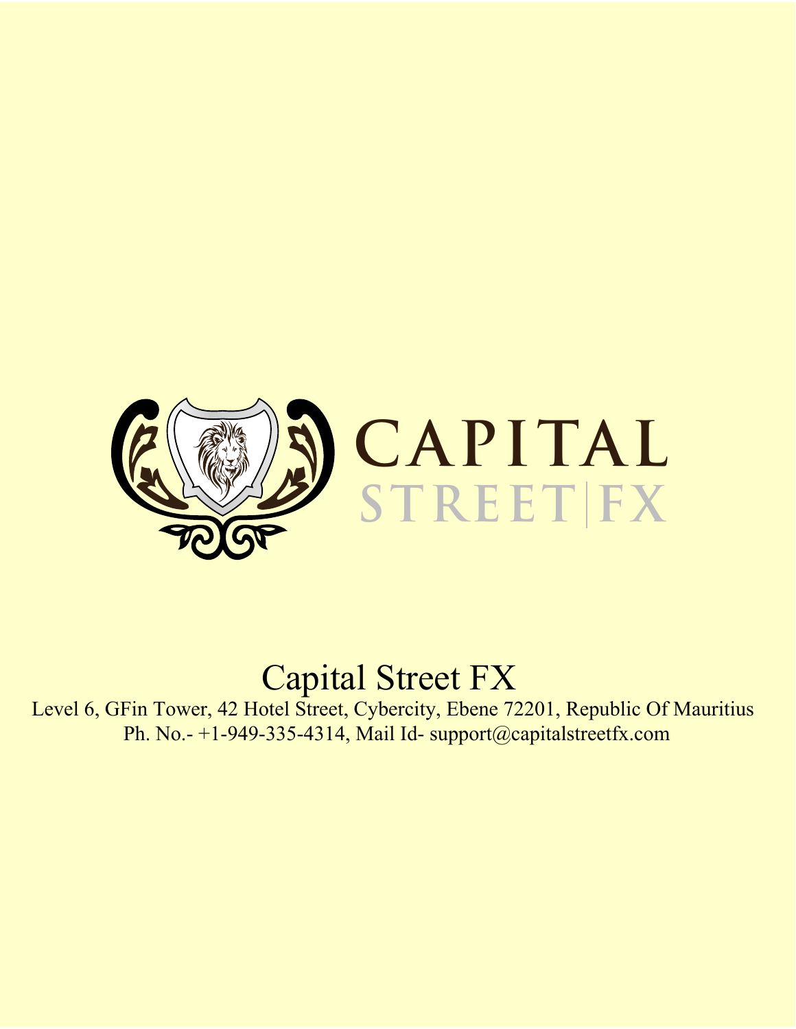# Capital Street FX

Level 6, GFin Tower, 42 Hotel Street, Cybercity, Ebene 72201, Republic Of Mauritius

Ph. No.- +1-949-335-4314, Mail Id- support@capitalstreetfx.com